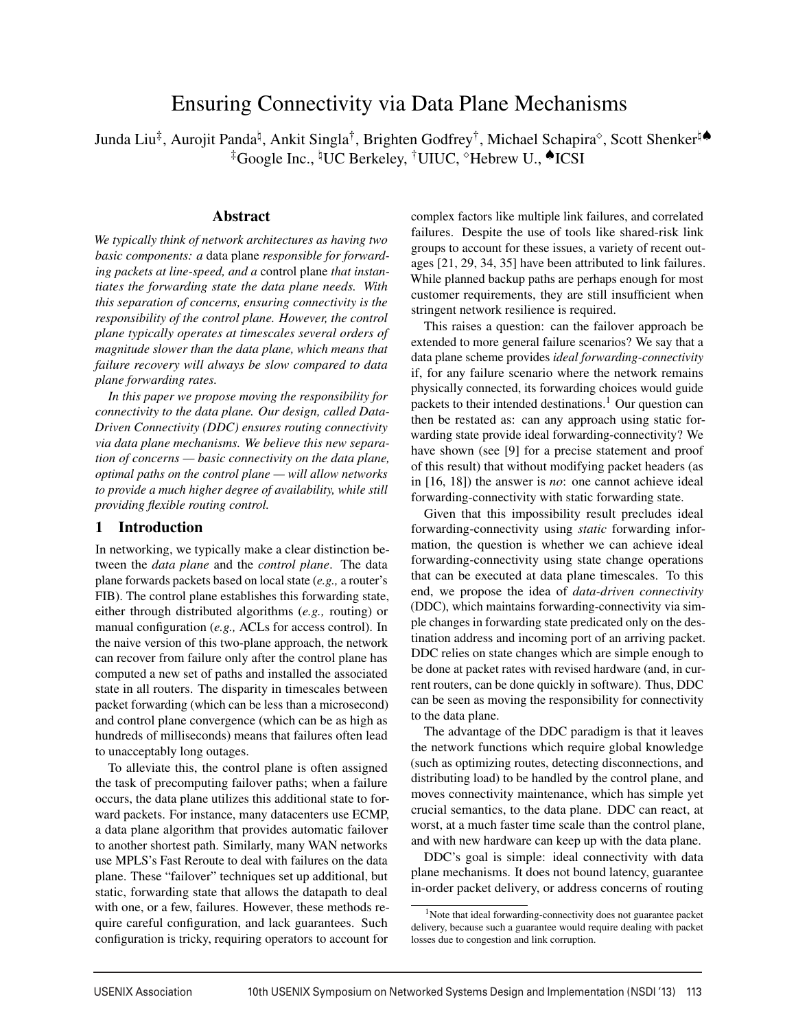# Ensuring Connectivity via Data Plane Mechanisms

Junda Liu[‡], Aurojit Panda[♮], Ankit Singla[†], Brighten Godfrey[†], Michael Schapira[◇], Scott Shenker[♮♠]

[‡]Google Inc., [♮]UC Berkeley, [†]UIUC, [◇]Hebrew U., [♠]ICSI

## Abstract

*We typically think of network architectures as having two basic components: a* data plane *responsible for forwarding packets at line-speed, and a* control plane *that instantiates the forwarding state the data plane needs. With this separation of concerns, ensuring connectivity is the responsibility of the control plane. However, the control plane typically operates at timescales several orders of magnitude slower than the data plane, which means that failure recovery will always be slow compared to data plane forwarding rates.*

*In this paper we propose moving the responsibility for connectivity to the data plane. Our design, called Data-Driven Connectivity (DDC) ensures routing connectivity via data plane mechanisms. We believe this new separation of concerns — basic connectivity on the data plane, optimal paths on the control plane — will allow networks to provide a much higher degree of availability, while still providing flexible routing control.*

## 1 Introduction

In networking, we typically make a clear distinction between the *data plane* and the *control plane*. The data plane forwards packets based on local state (*e.g.,* a router's FIB). The control plane establishes this forwarding state, either through distributed algorithms (*e.g.,* routing) or manual configuration (*e.g.,* ACLs for access control). In the naive version of this two-plane approach, the network can recover from failure only after the control plane has computed a new set of paths and installed the associated state in all routers. The disparity in timescales between packet forwarding (which can be less than a microsecond) and control plane convergence (which can be as high as hundreds of milliseconds) means that failures often lead to unacceptably long outages.

To alleviate this, the control plane is often assigned the task of precomputing failover paths; when a failure occurs, the data plane utilizes this additional state to forward packets. For instance, many datacenters use ECMP, a data plane algorithm that provides automatic failover to another shortest path. Similarly, many WAN networks use MPLS's Fast Reroute to deal with failures on the data plane. These "failover" techniques set up additional, but static, forwarding state that allows the datapath to deal with one, or a few, failures. However, these methods require careful configuration, and lack guarantees. Such configuration is tricky, requiring operators to account for complex factors like multiple link failures, and correlated failures. Despite the use of tools like shared-risk link groups to account for these issues, a variety of recent outages [21, 29, 34, 35] have been attributed to link failures. While planned backup paths are perhaps enough for most customer requirements, they are still insufficient when stringent network resilience is required.

This raises a question: can the failover approach be extended to more general failure scenarios? We say that a data plane scheme provides *ideal forwarding-connectivity* if, for any failure scenario where the network remains physically connected, its forwarding choices would guide packets to their intended destinations.[1] Our question can then be restated as: can any approach using static forwarding state provide ideal forwarding-connectivity? We have shown (see [9] for a precise statement and proof of this result) that without modifying packet headers (as in [16, 18]) the answer is *no*: one cannot achieve ideal forwarding-connectivity with static forwarding state.

Given that this impossibility result precludes ideal forwarding-connectivity using *static* forwarding information, the question is whether we can achieve ideal forwarding-connectivity using state change operations that can be executed at data plane timescales. To this end, we propose the idea of *data-driven connectivity* (DDC), which maintains forwarding-connectivity via simple changes in forwarding state predicated only on the destination address and incoming port of an arriving packet. DDC relies on state changes which are simple enough to be done at packet rates with revised hardware (and, in current routers, can be done quickly in software). Thus, DDC can be seen as moving the responsibility for connectivity to the data plane.

The advantage of the DDC paradigm is that it leaves the network functions which require global knowledge (such as optimizing routes, detecting disconnections, and distributing load) to be handled by the control plane, and moves connectivity maintenance, which has simple yet crucial semantics, to the data plane. DDC can react, at worst, at a much faster time scale than the control plane, and with new hardware can keep up with the data plane.

DDC's goal is simple: ideal connectivity with data plane mechanisms. It does not bound latency, guarantee in-order packet delivery, or address concerns of routing

[1] Note that ideal forwarding-connectivity does not guarantee packet delivery, because such a guarantee would require dealing with packet losses due to congestion and link corruption.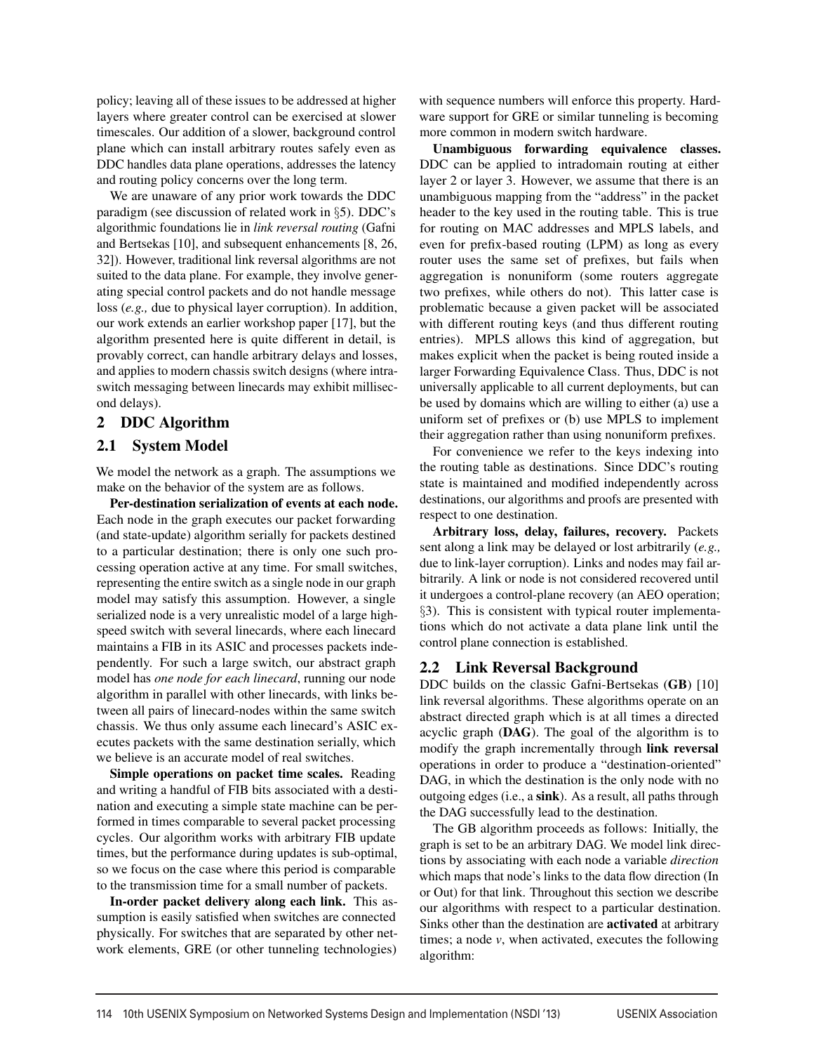policy; leaving all of these issues to be addressed at higher layers where greater control can be exercised at slower timescales. Our addition of a slower, background control plane which can install arbitrary routes safely even as DDC handles data plane operations, addresses the latency and routing policy concerns over the long term.

We are unaware of any prior work towards the DDC paradigm (see discussion of related work in §5). DDC's algorithmic foundations lie in *link reversal routing* (Gafni and Bertsekas [10], and subsequent enhancements [8, 26, 32]). However, traditional link reversal algorithms are not suited to the data plane. For example, they involve generating special control packets and do not handle message loss (*e.g.,* due to physical layer corruption). In addition, our work extends an earlier workshop paper [17], but the algorithm presented here is quite different in detail, is provably correct, can handle arbitrary delays and losses, and applies to modern chassis switch designs (where intra-switch messaging between linecards may exhibit millisecond delays).

## 2 DDC Algorithm

### 2.1 System Model

We model the network as a graph. The assumptions we make on the behavior of the system are as follows.

**Per-destination serialization of events at each node.** Each node in the graph executes our packet forwarding (and state-update) algorithm serially for packets destined to a particular destination; there is only one such processing operation active at any time. For small switches, representing the entire switch as a single node in our graph model may satisfy this assumption. However, a single serialized node is a very unrealistic model of a large high-speed switch with several linecards, where each linecard maintains a FIB in its ASIC and processes packets independently. For such a large switch, our abstract graph model has *one node for each linecard*, running our node algorithm in parallel with other linecards, with links between all pairs of linecard-nodes within the same switch chassis. We thus only assume each linecard's ASIC executes packets with the same destination serially, which we believe is an accurate model of real switches.

**Simple operations on packet time scales.** Reading and writing a handful of FIB bits associated with a destination and executing a simple state machine can be performed in times comparable to several packet processing cycles. Our algorithm works with arbitrary FIB update times, but the performance during updates is sub-optimal, so we focus on the case where this period is comparable to the transmission time for a small number of packets.

**In-order packet delivery along each link.** This assumption is easily satisfied when switches are connected physically. For switches that are separated by other network elements, GRE (or other tunneling technologies) with sequence numbers will enforce this property. Hardware support for GRE or similar tunneling is becoming more common in modern switch hardware.

**Unambiguous forwarding equivalence classes.** DDC can be applied to intradomain routing at either layer 2 or layer 3. However, we assume that there is an unambiguous mapping from the "address" in the packet header to the key used in the routing table. This is true for routing on MAC addresses and MPLS labels, and even for prefix-based routing (LPM) as long as every router uses the same set of prefixes, but fails when aggregation is nonuniform (some routers aggregate two prefixes, while others do not). This latter case is problematic because a given packet will be associated with different routing keys (and thus different routing entries). MPLS allows this kind of aggregation, but makes explicit when the packet is being routed inside a larger Forwarding Equivalence Class. Thus, DDC is not universally applicable to all current deployments, but can be used by domains which are willing to either (a) use a uniform set of prefixes or (b) use MPLS to implement their aggregation rather than using nonuniform prefixes.

For convenience we refer to the keys indexing into the routing table as destinations. Since DDC's routing state is maintained and modified independently across destinations, our algorithms and proofs are presented with respect to one destination.

**Arbitrary loss, delay, failures, recovery.** Packets sent along a link may be delayed or lost arbitrarily (*e.g.,* due to link-layer corruption). Links and nodes may fail arbitrarily. A link or node is not considered recovered until it undergoes a control-plane recovery (an AEO operation; §3). This is consistent with typical router implementations which do not activate a data plane link until the control plane connection is established.

### 2.2 Link Reversal Background

DDC builds on the classic Gafni-Bertsekas (**GB**) [10] link reversal algorithms. These algorithms operate on an abstract directed graph which is at all times a directed acyclic graph (**DAG**). The goal of the algorithm is to modify the graph incrementally through **link reversal** operations in order to produce a "destination-oriented" DAG, in which the destination is the only node with no outgoing edges (i.e., a **sink**). As a result, all paths through the DAG successfully lead to the destination.

The GB algorithm proceeds as follows: Initially, the graph is set to be an arbitrary DAG. We model link directions by associating with each node a variable *direction* which maps that node's links to the data flow direction (In or Out) for that link. Throughout this section we describe our algorithms with respect to a particular destination. Sinks other than the destination are **activated** at arbitrary times; a node $v$, when activated, executes the following algorithm: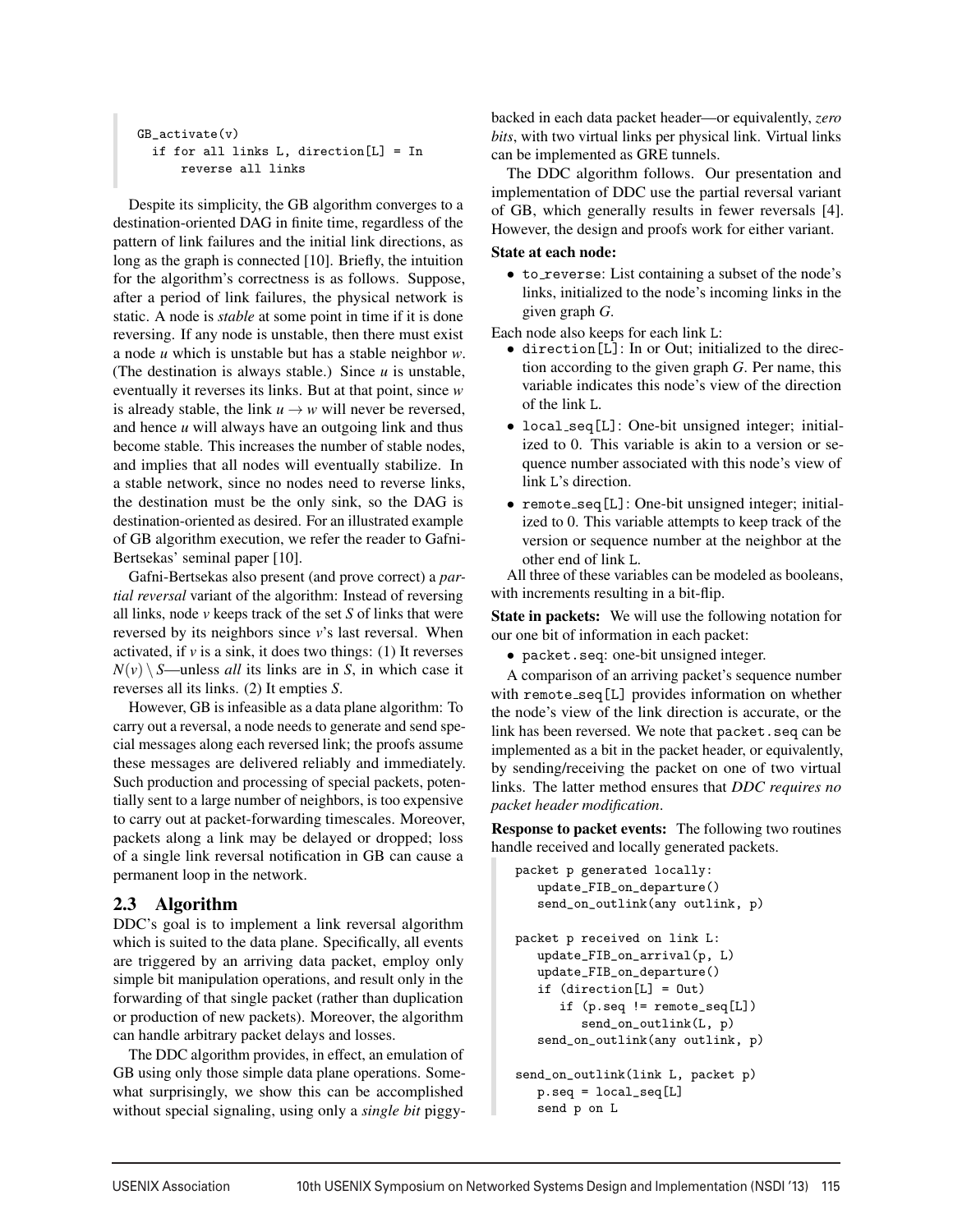```
GB_activate(v)
  if for all links L, direction[L] = In
      reverse all links
```

Despite its simplicity, the GB algorithm converges to a destination-oriented DAG in finite time, regardless of the pattern of link failures and the initial link directions, as long as the graph is connected [10]. Briefly, the intuition for the algorithm's correctness is as follows. Suppose, after a period of link failures, the physical network is static. A node is *stable* at some point in time if it is done reversing. If any node is unstable, then there must exist a node $u$ which is unstable but has a stable neighbor $w$. (The destination is always stable.) Since $u$ is unstable, eventually it reverses its links. But at that point, since $w$ is already stable, the link $u \rightarrow w$ will never be reversed, and hence $u$ will always have an outgoing link and thus become stable. This increases the number of stable nodes, and implies that all nodes will eventually stabilize. In a stable network, since no nodes need to reverse links, the destination must be the only sink, so the DAG is destination-oriented as desired. For an illustrated example of GB algorithm execution, we refer the reader to Gafni-Bertsekas' seminal paper [10].

Gafni-Bertsekas also present (and prove correct) a *partial reversal* variant of the algorithm: Instead of reversing all links, node $v$ keeps track of the set $S$ of links that were reversed by its neighbors since $v$'s last reversal. When activated, if $v$ is a sink, it does two things: (1) It reverses $N(v) \setminus S$—unless *all* its links are in $S$, in which case it reverses all its links. (2) It empties $S$.

However, GB is infeasible as a data plane algorithm: To carry out a reversal, a node needs to generate and send special messages along each reversed link; the proofs assume these messages are delivered reliably and immediately. Such production and processing of special packets, potentially sent to a large number of neighbors, is too expensive to carry out at packet-forwarding timescales. Moreover, packets along a link may be delayed or dropped; loss of a single link reversal notification in GB can cause a permanent loop in the network.

## 2.3 Algorithm

DDC's goal is to implement a link reversal algorithm which is suited to the data plane. Specifically, all events are triggered by an arriving data packet, employ only simple bit manipulation operations, and result only in the forwarding of that single packet (rather than duplication or production of new packets). Moreover, the algorithm can handle arbitrary packet delays and losses.

The DDC algorithm provides, in effect, an emulation of GB using only those simple data plane operations. Somewhat surprisingly, we show this can be accomplished without special signaling, using only a *single bit* piggybacked in each data packet header—or equivalently, *zero bits*, with two virtual links per physical link. Virtual links can be implemented as GRE tunnels.

The DDC algorithm follows. Our presentation and implementation of DDC use the partial reversal variant of GB, which generally results in fewer reversals [4]. However, the design and proofs work for either variant.

**State at each node:**

- to_reverse: List containing a subset of the node's links, initialized to the node's incoming links in the given graph $G$.

Each node also keeps for each link L:

- direction[L]: In or Out; initialized to the direction according to the given graph $G$. Per name, this variable indicates this node's view of the direction of the link L.
- local_seq[L]: One-bit unsigned integer; initialized to 0. This variable is akin to a version or sequence number associated with this node's view of link L's direction.
- remote_seq[L]: One-bit unsigned integer; initialized to 0. This variable attempts to keep track of the version or sequence number at the neighbor at the other end of link L.

All three of these variables can be modeled as booleans, with increments resulting in a bit-flip.

**State in packets:** We will use the following notation for our one bit of information in each packet:

- packet.seq: one-bit unsigned integer.

A comparison of an arriving packet's sequence number with remote_seq[L] provides information on whether the node's view of the link direction is accurate, or the link has been reversed. We note that packet.seq can be implemented as a bit in the packet header, or equivalently, by sending/receiving the packet on one of two virtual links. The latter method ensures that *DDC requires no packet header modification*.

**Response to packet events:** The following two routines handle received and locally generated packets.

```
packet p generated locally:
   update_FIB_on_departure()
   send_on_outlink(any outlink, p)

packet p received on link L:
   update_FIB_on_arrival(p, L)
   update_FIB_on_departure()
   if (direction[L] = Out)
      if (p.seq != remote_seq[L])
         send_on_outlink(L, p)
   send_on_outlink(any outlink, p)

send_on_outlink(link L, packet p)
   p.seq = local_seq[L]
   send p on L
```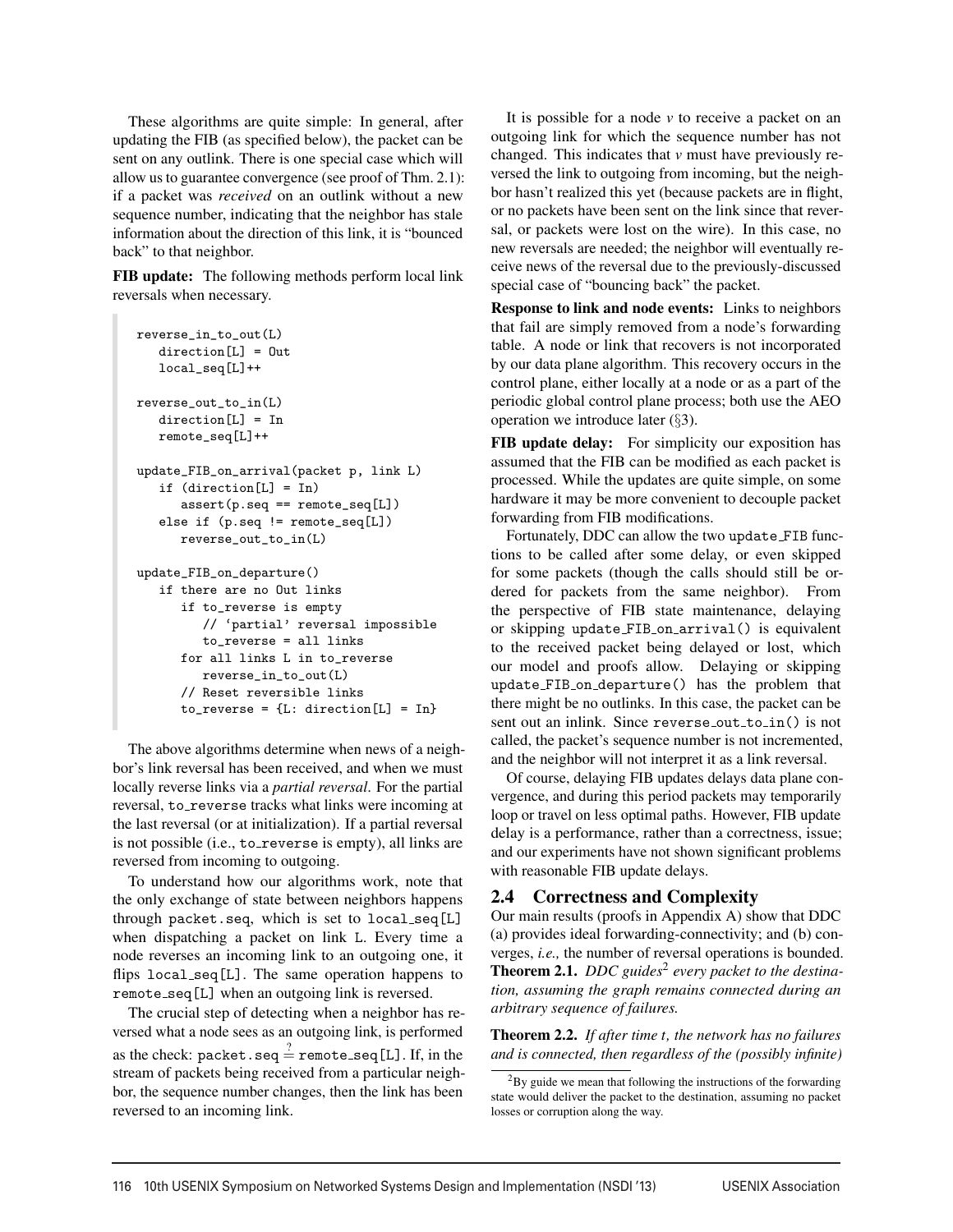These algorithms are quite simple: In general, after updating the FIB (as specified below), the packet can be sent on any outlink. There is one special case which will allow us to guarantee convergence (see proof of Thm. 2.1): if a packet was *received* on an outlink without a new sequence number, indicating that the neighbor has stale information about the direction of this link, it is "bounced back" to that neighbor.

**FIB update:** The following methods perform local link reversals when necessary.

```
reverse_in_to_out(L)
   direction[L] = Out
   local_seq[L]++

reverse_out_to_in(L)
   direction[L] = In
   remote_seq[L]++

update_FIB_on_arrival(packet p, link L)
   if (direction[L] = In)
      assert(p.seq == remote_seq[L])
   else if (p.seq != remote_seq[L])
      reverse_out_to_in(L)

update_FIB_on_departure()
   if there are no Out links
      if to_reverse is empty
         // 'partial' reversal impossible
         to_reverse = all links
      for all links L in to_reverse
         reverse_in_to_out(L)
      // Reset reversible links
      to_reverse = {L: direction[L] = In}
```

The above algorithms determine when news of a neighbor's link reversal has been received, and when we must locally reverse links via a *partial reversal*. For the partial reversal, to_reverse tracks what links were incoming at the last reversal (or at initialization). If a partial reversal is not possible (i.e., to_reverse is empty), all links are reversed from incoming to outgoing.

To understand how our algorithms work, note that the only exchange of state between neighbors happens through packet.seq, which is set to local_seq[L] when dispatching a packet on link L. Every time a node reverses an incoming link to an outgoing one, it flips local_seq[L]. The same operation happens to remote_seq[L] when an outgoing link is reversed.

The crucial step of detecting when a neighbor has reversed what a node sees as an outgoing link, is performed as the check: packet.seq $\stackrel{?}{=}$ remote_seq[L]. If, in the stream of packets being received from a particular neighbor, the sequence number changes, then the link has been reversed to an incoming link.

It is possible for a node $v$ to receive a packet on an outgoing link for which the sequence number has not changed. This indicates that $v$ must have previously reversed the link to outgoing from incoming, but the neighbor hasn't realized this yet (because packets are in flight, or no packets have been sent on the link since that reversal, or packets were lost on the wire). In this case, no new reversals are needed; the neighbor will eventually receive news of the reversal due to the previously-discussed special case of "bouncing back" the packet.

**Response to link and node events:** Links to neighbors that fail are simply removed from a node's forwarding table. A node or link that recovers is not incorporated by our data plane algorithm. This recovery occurs in the control plane, either locally at a node or as a part of the periodic global control plane process; both use the AEO operation we introduce later (§3).

**FIB update delay:** For simplicity our exposition has assumed that the FIB can be modified as each packet is processed. While the updates are quite simple, on some hardware it may be more convenient to decouple packet forwarding from FIB modifications.

Fortunately, DDC can allow the two update_FIB functions to be called after some delay, or even skipped for some packets (though the calls should still be ordered for packets from the same neighbor). From the perspective of FIB state maintenance, delaying or skipping update_FIB_on_arrival() is equivalent to the received packet being delayed or lost, which our model and proofs allow. Delaying or skipping update_FIB_on_departure() has the problem that there might be no outlinks. In this case, the packet can be sent out an inlink. Since reverse_out_to_in() is not called, the packet's sequence number is not incremented, and the neighbor will not interpret it as a link reversal.

Of course, delaying FIB updates delays data plane convergence, and during this period packets may temporarily loop or travel on less optimal paths. However, FIB update delay is a performance, rather than a correctness, issue; and our experiments have not shown significant problems with reasonable FIB update delays.

## 2.4 Correctness and Complexity

Our main results (proofs in Appendix A) show that DDC (a) provides ideal forwarding-connectivity; and (b) converges, *i.e.,* the number of reversal operations is bounded.

**Theorem 2.1.** *DDC guides*[2] *every packet to the destination, assuming the graph remains connected during an arbitrary sequence of failures.*

**Theorem 2.2.** *If after time t, the network has no failures and is connected, then regardless of the (possibly infinite)*

[2] By guide we mean that following the instructions of the forwarding state would deliver the packet to the destination, assuming no packet losses or corruption along the way.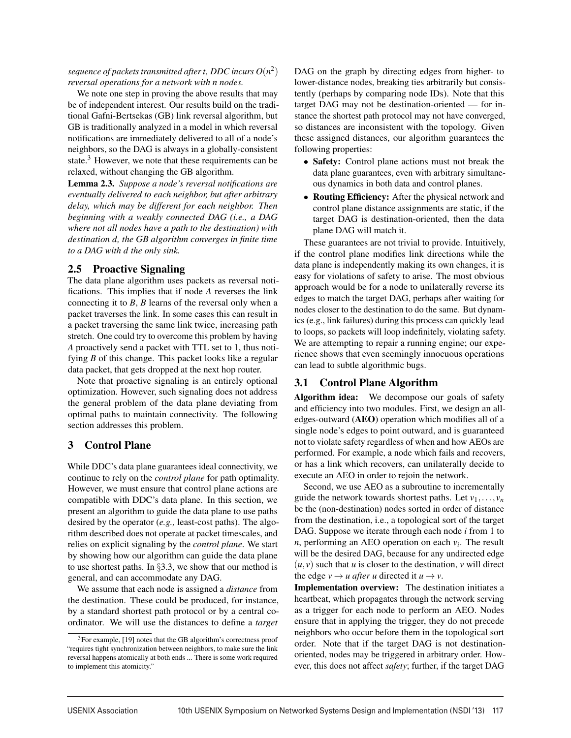*sequence of packets transmitted after t, DDC incurs $O(n^2)$ reversal operations for a network with n nodes.*

We note one step in proving the above results that may be of independent interest. Our results build on the traditional Gafni-Bertsekas (GB) link reversal algorithm, but GB is traditionally analyzed in a model in which reversal notifications are immediately delivered to all of a node's neighbors, so the DAG is always in a globally-consistent state.[3] However, we note that these requirements can be relaxed, without changing the GB algorithm.

**Lemma 2.3.** *Suppose a node's reversal notifications are eventually delivered to each neighbor, but after arbitrary delay, which may be different for each neighbor. Then beginning with a weakly connected DAG (i.e., a DAG where not all nodes have a path to the destination) with destination d, the GB algorithm converges in finite time to a DAG with d the only sink.*

## 2.5 Proactive Signaling

The data plane algorithm uses packets as reversal notifications. This implies that if node *A* reverses the link connecting it to *B*, *B* learns of the reversal only when a packet traverses the link. In some cases this can result in a packet traversing the same link twice, increasing path stretch. One could try to overcome this problem by having *A* proactively send a packet with TTL set to 1, thus notifying *B* of this change. This packet looks like a regular data packet, that gets dropped at the next hop router.

Note that proactive signaling is an entirely optional optimization. However, such signaling does not address the general problem of the data plane deviating from optimal paths to maintain connectivity. The following section addresses this problem.

# 3 Control Plane

While DDC's data plane guarantees ideal connectivity, we continue to rely on the *control plane* for path optimality. However, we must ensure that control plane actions are compatible with DDC's data plane. In this section, we present an algorithm to guide the data plane to use paths desired by the operator (*e.g.,* least-cost paths). The algorithm described does not operate at packet timescales, and relies on explicit signaling by the *control plane*. We start by showing how our algorithm can guide the data plane to use shortest paths. In §3.3, we show that our method is general, and can accommodate any DAG.

We assume that each node is assigned a *distance* from the destination. These could be produced, for instance, by a standard shortest path protocol or by a central coordinator. We will use the distances to define a *target* DAG on the graph by directing edges from higher- to lower-distance nodes, breaking ties arbitrarily but consistently (perhaps by comparing node IDs). Note that this target DAG may not be destination-oriented — for instance the shortest path protocol may not have converged, so distances are inconsistent with the topology. Given these assigned distances, our algorithm guarantees the following properties:

- **Safety:** Control plane actions must not break the data plane guarantees, even with arbitrary simultaneous dynamics in both data and control planes.
- **Routing Efficiency:** After the physical network and control plane distance assignments are static, if the target DAG is destination-oriented, then the data plane DAG will match it.

These guarantees are not trivial to provide. Intuitively, if the control plane modifies link directions while the data plane is independently making its own changes, it is easy for violations of safety to arise. The most obvious approach would be for a node to unilaterally reverse its edges to match the target DAG, perhaps after waiting for nodes closer to the destination to do the same. But dynamics (e.g., link failures) during this process can quickly lead to loops, so packets will loop indefinitely, violating safety. We are attempting to repair a running engine; our experience shows that even seemingly innocuous operations can lead to subtle algorithmic bugs.

## 3.1 Control Plane Algorithm

**Algorithm idea:** We decompose our goals of safety and efficiency into two modules. First, we design an all-edges-outward (**AEO**) operation which modifies all of a single node's edges to point outward, and is guaranteed not to violate safety regardless of when and how AEOs are performed. For example, a node which fails and recovers, or has a link which recovers, can unilaterally decide to execute an AEO in order to rejoin the network.

Second, we use AEO as a subroutine to incrementally guide the network towards shortest paths. Let $v_1, \ldots, v_n$ be the (non-destination) nodes sorted in order of distance from the destination, i.e., a topological sort of the target DAG. Suppose we iterate through each node $i$ from 1 to $n$, performing an AEO operation on each $v_i$. The result will be the desired DAG, because for any undirected edge $(u, v)$ such that $u$ is closer to the destination, $v$ will direct the edge $v \rightarrow u$ *after* $u$ directed it $u \rightarrow v$.

**Implementation overview:** The destination initiates a heartbeat, which propagates through the network serving as a trigger for each node to perform an AEO. Nodes ensure that in applying the trigger, they do not precede neighbors who occur before them in the topological sort order. Note that if the target DAG is not destination-oriented, nodes may be triggered in arbitrary order. However, this does not affect *safety*; further, if the target DAG

[3] For example, [19] notes that the GB algorithm's correctness proof "requires tight synchronization between neighbors, to make sure the link reversal happens atomically at both ends ... There is some work required to implement this atomicity."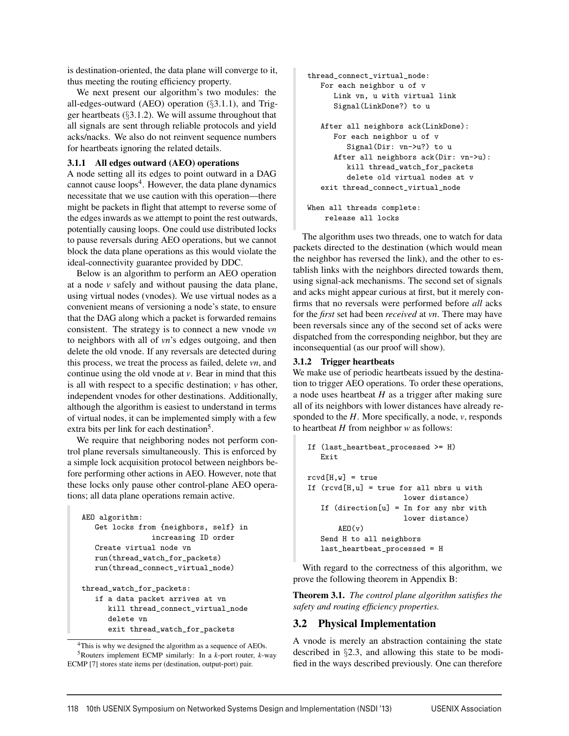is destination-oriented, the data plane will converge to it, thus meeting the routing efficiency property.

We next present our algorithm's two modules: the all-edges-outward (AEO) operation (§3.1.1), and Trigger heartbeats (§3.1.2). We will assume throughout that all signals are sent through reliable protocols and yield acks/nacks. We also do not reinvent sequence numbers for heartbeats ignoring the related details.

### 3.1.1 All edges outward (AEO) operations

A node setting all its edges to point outward in a DAG cannot cause loops[4]. However, the data plane dynamics necessitate that we use caution with this operation—there might be packets in flight that attempt to reverse some of the edges inwards as we attempt to point the rest outwards, potentially causing loops. One could use distributed locks to pause reversals during AEO operations, but we cannot block the data plane operations as this would violate the ideal-connectivity guarantee provided by DDC.

Below is an algorithm to perform an AEO operation at a node $v$ safely and without pausing the data plane, using virtual nodes (vnodes). We use virtual nodes as a convenient means of versioning a node's state, to ensure that the DAG along which a packet is forwarded remains consistent. The strategy is to connect a new vnode $vn$ to neighbors with all of $vn$'s edges outgoing, and then delete the old vnode. If any reversals are detected during this process, we treat the process as failed, delete $vn$, and continue using the old vnode at $v$. Bear in mind that this is all with respect to a specific destination; $v$ has other, independent vnodes for other destinations. Additionally, although the algorithm is easiest to understand in terms of virtual nodes, it can be implemented simply with a few extra bits per link for each destination[5].

We require that neighboring nodes not perform control plane reversals simultaneously. This is enforced by a simple lock acquisition protocol between neighbors before performing other actions in AEO. However, note that these locks only pause other control-plane AEO operations; all data plane operations remain active.

```
AEO algorithm:
   Get locks from {neighbors, self} in
               increasing ID order
   Create virtual node vn
   run(thread_watch_for_packets)
   run(thread_connect_virtual_node)

thread_watch_for_packets:
   if a data packet arrives at vn
      kill thread_connect_virtual_node
      delete vn
      exit thread_watch_for_packets

thread_connect_virtual_node:
   For each neighbor u of v
      Link vn, u with virtual link
      Signal(LinkDone?) to u

   After all neighbors ack(LinkDone):
      For each neighbor u of v
         Signal(Dir: vn->u?) to u
      After all neighbors ack(Dir: vn->u):
         kill thread_watch_for_packets
         delete old virtual nodes at v
   exit thread_connect_virtual_node

When all threads complete:
    release all locks
```

The algorithm uses two threads, one to watch for data packets directed to the destination (which would mean the neighbor has reversed the link), and the other to establish links with the neighbors directed towards them, using signal-ack mechanisms. The second set of signals and acks might appear curious at first, but it merely confirms that no reversals were performed before *all* acks for the *first* set had been *received* at $vn$. There may have been reversals since any of the second set of acks were dispatched from the corresponding neighbor, but they are inconsequential (as our proof will show).

### 3.1.2 Trigger heartbeats

We make use of periodic heartbeats issued by the destination to trigger AEO operations. To order these operations, a node uses heartbeat $H$ as a trigger after making sure all of its neighbors with lower distances have already responded to the $H$. More specifically, a node, $v$, responds to heartbeat $H$ from neighbor $w$ as follows:

```
If (last_heartbeat_processed >= H)
   Exit

rcvd[H,w] = true
If (rcvd[H,u] = true for all nbrs u with
                        lower distance)
   If (direction[u] = In for any nbr with
                        lower distance)
      AEO(v)
   Send H to all neighbors
   last_heartbeat_processed = H
```

With regard to the correctness of this algorithm, we prove the following theorem in Appendix B:

**Theorem 3.1.** *The control plane algorithm satisfies the safety and routing efficiency properties.*

## 3.2 Physical Implementation

A vnode is merely an abstraction containing the state described in §2.3, and allowing this state to be modified in the ways described previously. One can therefore

---

[4] This is why we designed the algorithm as a sequence of AEOs.

[5] Routers implement ECMP similarly: In a $k$-port router, $k$-way ECMP [7] stores state items per (destination, output-port) pair.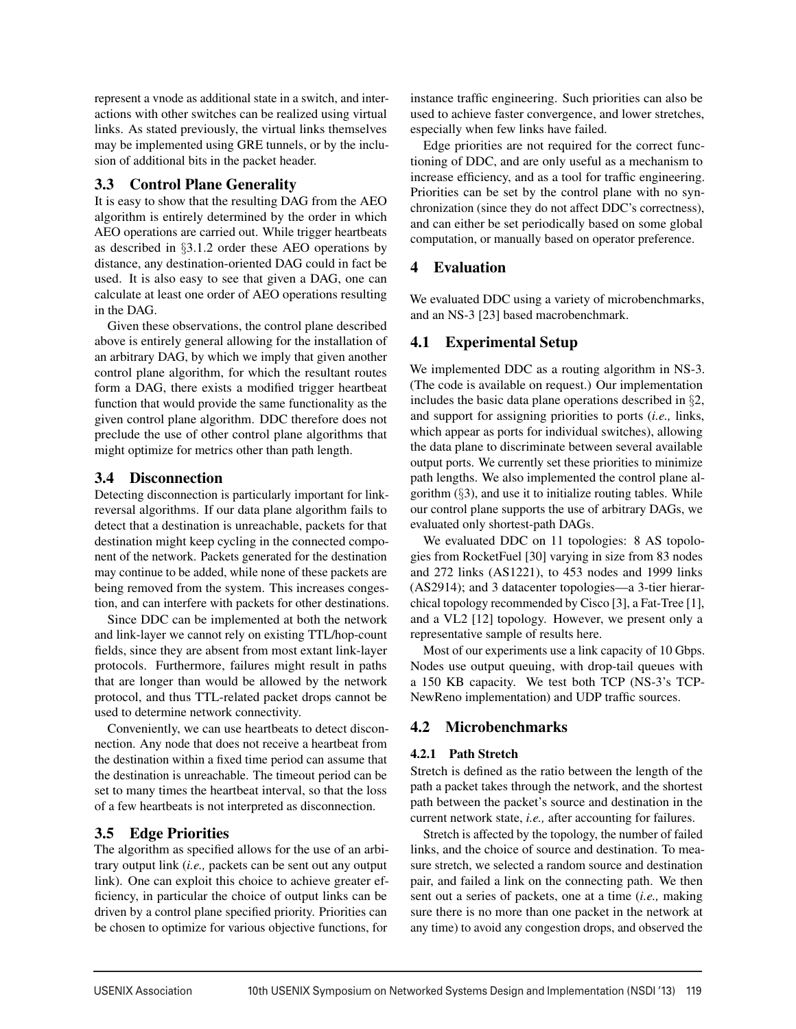represent a vnode as additional state in a switch, and interactions with other switches can be realized using virtual links. As stated previously, the virtual links themselves may be implemented using GRE tunnels, or by the inclusion of additional bits in the packet header.

### 3.3 Control Plane Generality

It is easy to show that the resulting DAG from the AEO algorithm is entirely determined by the order in which AEO operations are carried out. While trigger heartbeats as described in §3.1.2 order these AEO operations by distance, any destination-oriented DAG could in fact be used. It is also easy to see that given a DAG, one can calculate at least one order of AEO operations resulting in the DAG.

Given these observations, the control plane described above is entirely general allowing for the installation of an arbitrary DAG, by which we imply that given another control plane algorithm, for which the resultant routes form a DAG, there exists a modified trigger heartbeat function that would provide the same functionality as the given control plane algorithm. DDC therefore does not preclude the use of other control plane algorithms that might optimize for metrics other than path length.

### 3.4 Disconnection

Detecting disconnection is particularly important for link-reversal algorithms. If our data plane algorithm fails to detect that a destination is unreachable, packets for that destination might keep cycling in the connected component of the network. Packets generated for the destination may continue to be added, while none of these packets are being removed from the system. This increases congestion, and can interfere with packets for other destinations.

Since DDC can be implemented at both the network and link-layer we cannot rely on existing TTL/hop-count fields, since they are absent from most extant link-layer protocols. Furthermore, failures might result in paths that are longer than would be allowed by the network protocol, and thus TTL-related packet drops cannot be used to determine network connectivity.

Conveniently, we can use heartbeats to detect disconnection. Any node that does not receive a heartbeat from the destination within a fixed time period can assume that the destination is unreachable. The timeout period can be set to many times the heartbeat interval, so that the loss of a few heartbeats is not interpreted as disconnection.

### 3.5 Edge Priorities

The algorithm as specified allows for the use of an arbitrary output link (*i.e.,* packets can be sent out any output link). One can exploit this choice to achieve greater efficiency, in particular the choice of output links can be driven by a control plane specified priority. Priorities can be chosen to optimize for various objective functions, for instance traffic engineering. Such priorities can also be used to achieve faster convergence, and lower stretches, especially when few links have failed.

Edge priorities are not required for the correct functioning of DDC, and are only useful as a mechanism to increase efficiency, and as a tool for traffic engineering. Priorities can be set by the control plane with no synchronization (since they do not affect DDC's correctness), and can either be set periodically based on some global computation, or manually based on operator preference.

## 4 Evaluation

We evaluated DDC using a variety of microbenchmarks, and an NS-3 [23] based macrobenchmark.

### 4.1 Experimental Setup

We implemented DDC as a routing algorithm in NS-3. (The code is available on request.) Our implementation includes the basic data plane operations described in §2, and support for assigning priorities to ports (*i.e.,* links, which appear as ports for individual switches), allowing the data plane to discriminate between several available output ports. We currently set these priorities to minimize path lengths. We also implemented the control plane algorithm (§3), and use it to initialize routing tables. While our control plane supports the use of arbitrary DAGs, we evaluated only shortest-path DAGs.

We evaluated DDC on 11 topologies: 8 AS topologies from RocketFuel [30] varying in size from 83 nodes and 272 links (AS1221), to 453 nodes and 1999 links (AS2914); and 3 datacenter topologies—a 3-tier hierarchical topology recommended by Cisco [3], a Fat-Tree [1], and a VL2 [12] topology. However, we present only a representative sample of results here.

Most of our experiments use a link capacity of 10 Gbps. Nodes use output queuing, with drop-tail queues with a 150 KB capacity. We test both TCP (NS-3's TCP-NewReno implementation) and UDP traffic sources.

### 4.2 Microbenchmarks

#### 4.2.1 Path Stretch

Stretch is defined as the ratio between the length of the path a packet takes through the network, and the shortest path between the packet's source and destination in the current network state, *i.e.,* after accounting for failures.

Stretch is affected by the topology, the number of failed links, and the choice of source and destination. To measure stretch, we selected a random source and destination pair, and failed a link on the connecting path. We then sent out a series of packets, one at a time (*i.e.,* making sure there is no more than one packet in the network at any time) to avoid any congestion drops, and observed the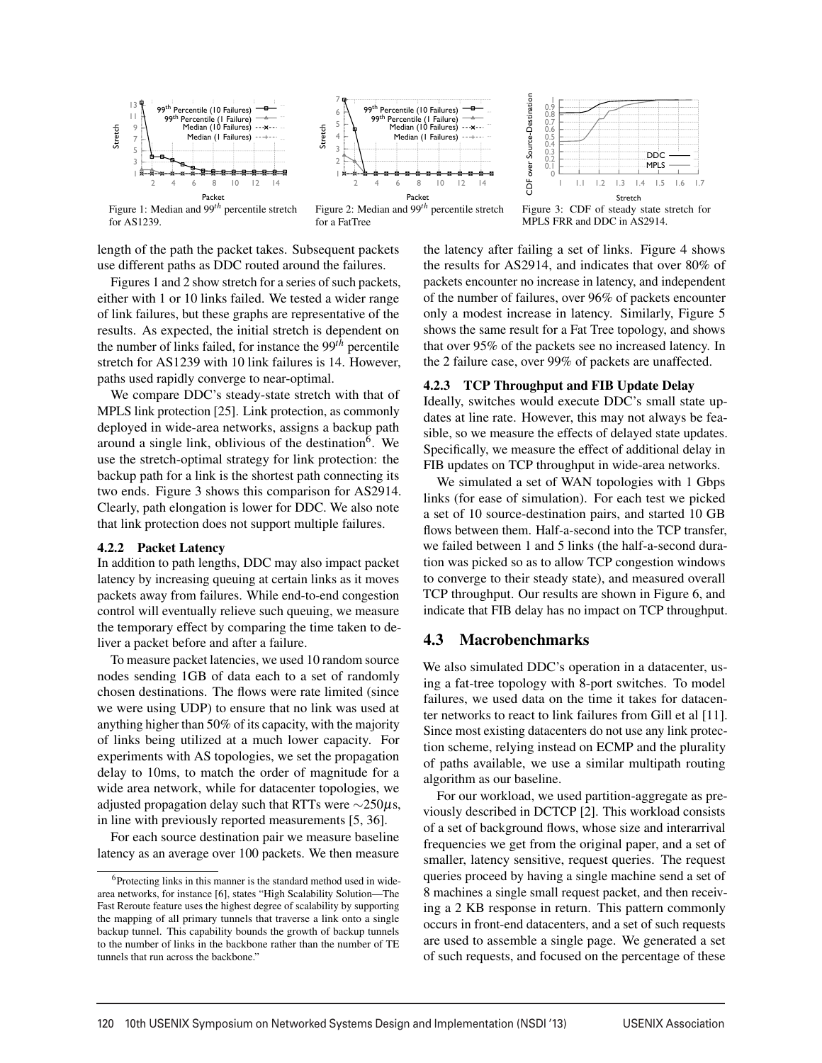Figure 1: Median and 99$^{th}$ percentile stretch for AS1239.

Figure 2: Median and 99$^{th}$ percentile stretch for a FatTree

Figure 3: CDF of steady state stretch for MPLS FRR and DDC in AS2914.

length of the path the packet takes. Subsequent packets use different paths as DDC routed around the failures.

Figures 1 and 2 show stretch for a series of such packets, either with 1 or 10 links failed. We tested a wider range of link failures, but these graphs are representative of the results. As expected, the initial stretch is dependent on the number of links failed, for instance the 99$^{th}$ percentile stretch for AS1239 with 10 link failures is 14. However, paths used rapidly converge to near-optimal.

We compare DDC's steady-state stretch with that of MPLS link protection [25]. Link protection, as commonly deployed in wide-area networks, assigns a backup path around a single link, oblivious of the destination[6]. We use the stretch-optimal strategy for link protection: the backup path for a link is the shortest path connecting its two ends. Figure 3 shows this comparison for AS2914. Clearly, path elongation is lower for DDC. We also note that link protection does not support multiple failures.

#### 4.2.2 Packet Latency

In addition to path lengths, DDC may also impact packet latency by increasing queuing at certain links as it moves packets away from failures. While end-to-end congestion control will eventually relieve such queuing, we measure the temporary effect by comparing the time taken to deliver a packet before and after a failure.

To measure packet latencies, we used 10 random source nodes sending 1GB of data each to a set of randomly chosen destinations. The flows were rate limited (since we were using UDP) to ensure that no link was used at anything higher than 50% of its capacity, with the majority of links being utilized at a much lower capacity. For experiments with AS topologies, we set the propagation delay to 10ms, to match the order of magnitude for a wide area network, while for datacenter topologies, we adjusted propagation delay such that RTTs were $\sim$250$\mu$s, in line with previously reported measurements [5, 36].

For each source destination pair we measure baseline latency as an average over 100 packets. We then measure the latency after failing a set of links. Figure 4 shows the results for AS2914, and indicates that over 80% of packets encounter no increase in latency, and independent of the number of failures, over 96% of packets encounter only a modest increase in latency. Similarly, Figure 5 shows the same result for a Fat Tree topology, and shows that over 95% of the packets see no increased latency. In the 2 failure case, over 99% of packets are unaffected.

#### 4.2.3 TCP Throughput and FIB Update Delay

Ideally, switches would execute DDC's small state updates at line rate. However, this may not always be feasible, so we measure the effects of delayed state updates. Specifically, we measure the effect of additional delay in FIB updates on TCP throughput in wide-area networks.

We simulated a set of WAN topologies with 1 Gbps links (for ease of simulation). For each test we picked a set of 10 source-destination pairs, and started 10 GB flows between them. Half-a-second into the TCP transfer, we failed between 1 and 5 links (the half-a-second duration was picked so as to allow TCP congestion windows to converge to their steady state), and measured overall TCP throughput. Our results are shown in Figure 6, and indicate that FIB delay has no impact on TCP throughput.

### 4.3 Macrobenchmarks

We also simulated DDC's operation in a datacenter, using a fat-tree topology with 8-port switches. To model failures, we used data on the time it takes for datacenter networks to react to link failures from Gill et al [11]. Since most existing datacenters do not use any link protection scheme, relying instead on ECMP and the plurality of paths available, we use a similar multipath routing algorithm as our baseline.

For our workload, we used partition-aggregate as previously described in DCTCP [2]. This workload consists of a set of background flows, whose size and interarrival frequencies we get from the original paper, and a set of smaller, latency sensitive, request queries. The request queries proceed by having a single machine send a set of 8 machines a single small request packet, and then receiving a 2 KB response in return. This pattern commonly occurs in front-end datacenters, and a set of such requests are used to assemble a single page. We generated a set of such requests, and focused on the percentage of these

[6] Protecting links in this manner is the standard method used in wide-area networks, for instance [6], states "High Scalability Solution—The Fast Reroute feature uses the highest degree of scalability by supporting the mapping of all primary tunnels that traverse a link onto a single backup tunnel. This capability bounds the growth of backup tunnels to the number of links in the backbone rather than the number of TE tunnels that run across the backbone."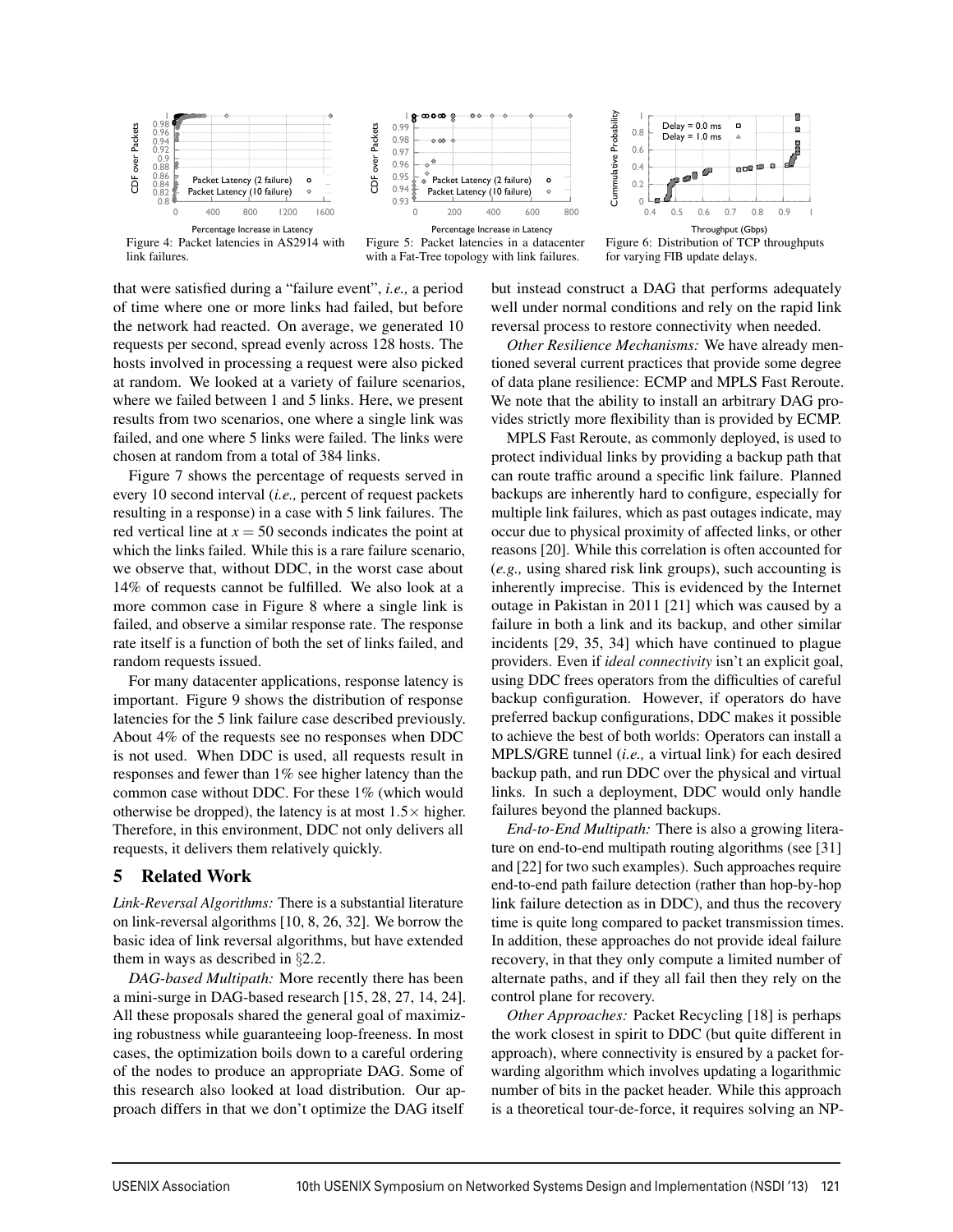Figure 4: Packet latencies in AS2914 with link failures.

Figure 5: Packet latencies in a datacenter with a Fat-Tree topology with link failures.

Figure 6: Distribution of TCP throughputs for varying FIB update delays.

that were satisfied during a "failure event", *i.e.,* a period of time where one or more links had failed, but before the network had reacted. On average, we generated 10 requests per second, spread evenly across 128 hosts. The hosts involved in processing a request were also picked at random. We looked at a variety of failure scenarios, where we failed between 1 and 5 links. Here, we present results from two scenarios, one where a single link was failed, and one where 5 links were failed. The links were chosen at random from a total of 384 links.

Figure 7 shows the percentage of requests served in every 10 second interval (*i.e.,* percent of request packets resulting in a response) in a case with 5 link failures. The red vertical line at $x = 50$ seconds indicates the point at which the links failed. While this is a rare failure scenario, we observe that, without DDC, in the worst case about 14% of requests cannot be fulfilled. We also look at a more common case in Figure 8 where a single link is failed, and observe a similar response rate. The response rate itself is a function of both the set of links failed, and random requests issued.

For many datacenter applications, response latency is important. Figure 9 shows the distribution of response latencies for the 5 link failure case described previously. About 4% of the requests see no responses when DDC is not used. When DDC is used, all requests result in responses and fewer than 1% see higher latency than the common case without DDC. For these 1% (which would otherwise be dropped), the latency is at most $1.5\times$ higher. Therefore, in this environment, DDC not only delivers all requests, it delivers them relatively quickly.

## 5 Related Work

*Link-Reversal Algorithms:* There is a substantial literature on link-reversal algorithms [10, 8, 26, 32]. We borrow the basic idea of link reversal algorithms, but have extended them in ways as described in §2.2.

*DAG-based Multipath:* More recently there has been a mini-surge in DAG-based research [15, 28, 27, 14, 24]. All these proposals shared the general goal of maximizing robustness while guaranteeing loop-freeness. In most cases, the optimization boils down to a careful ordering of the nodes to produce an appropriate DAG. Some of this research also looked at load distribution. Our approach differs in that we don't optimize the DAG itself but instead construct a DAG that performs adequately well under normal conditions and rely on the rapid link reversal process to restore connectivity when needed.

*Other Resilience Mechanisms:* We have already mentioned several current practices that provide some degree of data plane resilience: ECMP and MPLS Fast Reroute. We note that the ability to install an arbitrary DAG provides strictly more flexibility than is provided by ECMP.

MPLS Fast Reroute, as commonly deployed, is used to protect individual links by providing a backup path that can route traffic around a specific link failure. Planned backups are inherently hard to configure, especially for multiple link failures, which as past outages indicate, may occur due to physical proximity of affected links, or other reasons [20]. While this correlation is often accounted for (*e.g.,* using shared risk link groups), such accounting is inherently imprecise. This is evidenced by the Internet outage in Pakistan in 2011 [21] which was caused by a failure in both a link and its backup, and other similar incidents [29, 35, 34] which have continued to plague providers. Even if *ideal connectivity* isn't an explicit goal, using DDC frees operators from the difficulties of careful backup configuration. However, if operators do have preferred backup configurations, DDC makes it possible to achieve the best of both worlds: Operators can install a MPLS/GRE tunnel (*i.e.,* a virtual link) for each desired backup path, and run DDC over the physical and virtual links. In such a deployment, DDC would only handle failures beyond the planned backups.

*End-to-End Multipath:* There is also a growing literature on end-to-end multipath routing algorithms (see [31] and [22] for two such examples). Such approaches require end-to-end path failure detection (rather than hop-by-hop link failure detection as in DDC), and thus the recovery time is quite long compared to packet transmission times. In addition, these approaches do not provide ideal failure recovery, in that they only compute a limited number of alternate paths, and if they all fail then they rely on the control plane for recovery.

*Other Approaches:* Packet Recycling [18] is perhaps the work closest in spirit to DDC (but quite different in approach), where connectivity is ensured by a packet forwarding algorithm which involves updating a logarithmic number of bits in the packet header. While this approach is a theoretical tour-de-force, it requires solving an NP-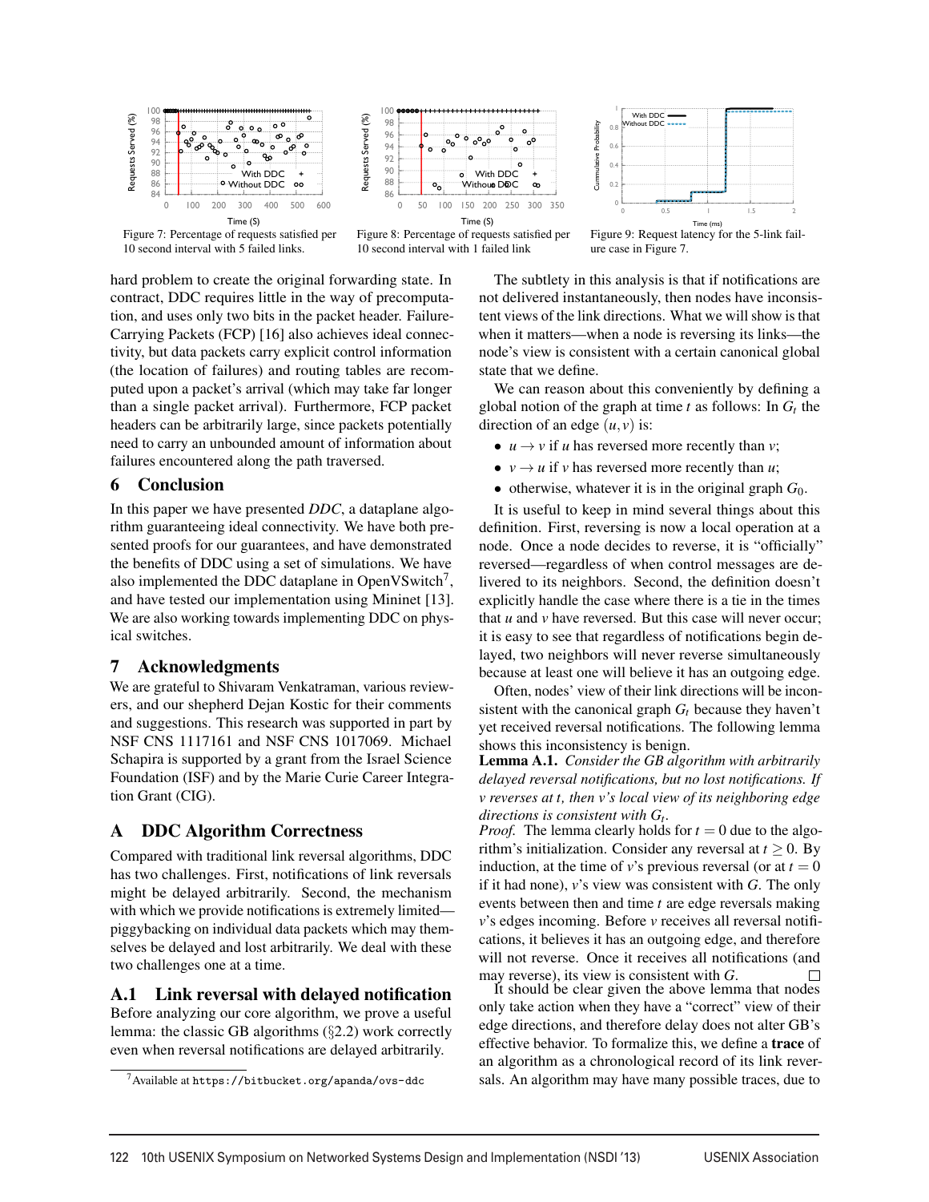Figure 7: Percentage of requests satisfied per 10 second interval with 5 failed links.

Figure 8: Percentage of requests satisfied per 10 second interval with 1 failed link

Figure 9: Request latency for the 5-link failure case in Figure 7.

hard problem to create the original forwarding state. In contract, DDC requires little in the way of precomputation, and uses only two bits in the packet header. Failure-Carrying Packets (FCP) [16] also achieves ideal connectivity, but data packets carry explicit control information (the location of failures) and routing tables are recomputed upon a packet's arrival (which may take far longer than a single packet arrival). Furthermore, FCP packet headers can be arbitrarily large, since packets potentially need to carry an unbounded amount of information about failures encountered along the path traversed.

## 6 Conclusion

In this paper we have presented *DDC*, a dataplane algorithm guaranteeing ideal connectivity. We have both presented proofs for our guarantees, and have demonstrated the benefits of DDC using a set of simulations. We have also implemented the DDC dataplane in OpenVSwitch[7], and have tested our implementation using Mininet [13]. We are also working towards implementing DDC on physical switches.

## 7 Acknowledgments

We are grateful to Shivaram Venkatraman, various reviewers, and our shepherd Dejan Kostic for their comments and suggestions. This research was supported in part by NSF CNS 1117161 and NSF CNS 1017069. Michael Schapira is supported by a grant from the Israel Science Foundation (ISF) and by the Marie Curie Career Integration Grant (CIG).

## A DDC Algorithm Correctness

Compared with traditional link reversal algorithms, DDC has two challenges. First, notifications of link reversals might be delayed arbitrarily. Second, the mechanism with which we provide notifications is extremely limited—piggybacking on individual data packets which may themselves be delayed and lost arbitrarily. We deal with these two challenges one at a time.

### A.1 Link reversal with delayed notification

Before analyzing our core algorithm, we prove a useful lemma: the classic GB algorithms (§2.2) work correctly even when reversal notifications are delayed arbitrarily.

[7] Available at `https://bitbucket.org/apanda/ovs-ddc`

The subtlety in this analysis is that if notifications are not delivered instantaneously, then nodes have inconsistent views of the link directions. What we will show is that when it matters—when a node is reversing its links—the node's view is consistent with a certain canonical global state that we define.

We can reason about this conveniently by defining a global notion of the graph at time $t$ as follows: In $G_t$ the direction of an edge $(u,v)$ is:

- $u \to v$ if $u$ has reversed more recently than $v$;
- $v \to u$ if $v$ has reversed more recently than $u$;
- otherwise, whatever it is in the original graph $G_0$.

It is useful to keep in mind several things about this definition. First, reversing is now a local operation at a node. Once a node decides to reverse, it is "officially" reversed—regardless of when control messages are delivered to its neighbors. Second, the definition doesn't explicitly handle the case where there is a tie in the times that $u$ and $v$ have reversed. But this case will never occur; it is easy to see that regardless of notifications begin delayed, two neighbors will never reverse simultaneously because at least one will believe it has an outgoing edge.

Often, nodes' view of their link directions will be inconsistent with the canonical graph $G_t$ because they haven't yet received reversal notifications. The following lemma shows this inconsistency is benign.

**Lemma A.1.** *Consider the GB algorithm with arbitrarily delayed reversal notifications, but no lost notifications. If $v$ reverses at $t$, then $v$'s local view of its neighboring edge directions is consistent with $G_t$.*

*Proof.* The lemma clearly holds for $t = 0$ due to the algorithm's initialization. Consider any reversal at $t \geq 0$. By induction, at the time of $v$'s previous reversal (or at $t = 0$ if it had none), $v$'s view was consistent with $G$. The only events between then and time $t$ are edge reversals making $v$'s edges incoming. Before $v$ receives all reversal notifications, it believes it has an outgoing edge, and therefore will not reverse. Once it receives all notifications (and may reverse), its view is consistent with $G$. □

It should be clear given the above lemma that nodes only take action when they have a "correct" view of their edge directions, and therefore delay does not alter GB's effective behavior. To formalize this, we define a **trace** of an algorithm as a chronological record of its link reversals. An algorithm may have many possible traces, due to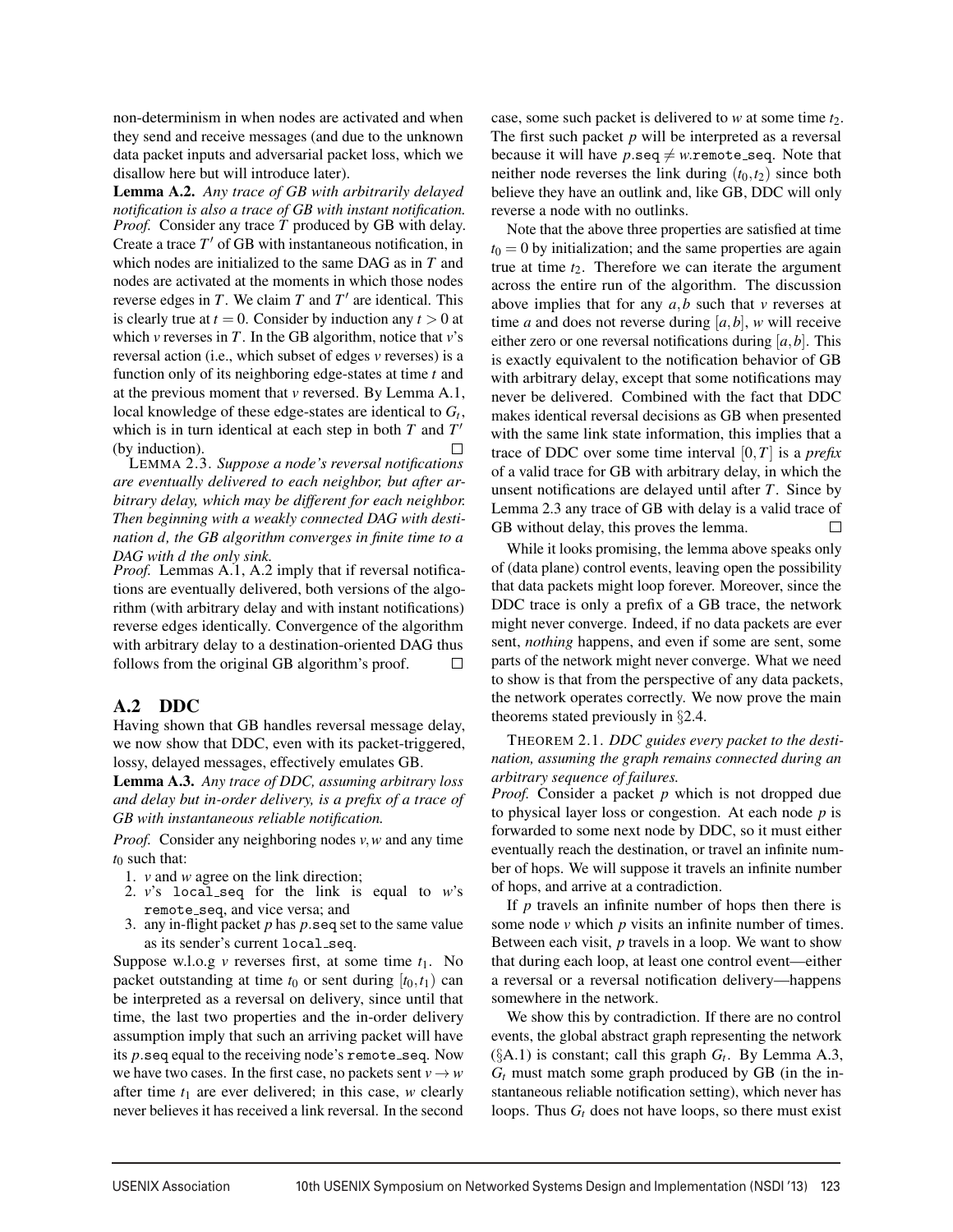non-determinism in when nodes are activated and when they send and receive messages (and due to the unknown data packet inputs and adversarial packet loss, which we disallow here but will introduce later).

**Lemma A.2.** *Any trace of GB with arbitrarily delayed notification is also a trace of GB with instant notification.*
*Proof.* Consider any trace $T$ produced by GB with delay. Create a trace $T'$ of GB with instantaneous notification, in which nodes are initialized to the same DAG as in $T$ and nodes are activated at the moments in which those nodes reverse edges in $T$. We claim $T$ and $T'$ are identical. This is clearly true at $t = 0$. Consider by induction any $t > 0$ at which $v$ reverses in $T$. In the GB algorithm, notice that $v$'s reversal action (i.e., which subset of edges $v$ reverses) is a function only of its neighboring edge-states at time $t$ and at the previous moment that $v$ reversed. By Lemma A.1, local knowledge of these edge-states are identical to $G_t$, which is in turn identical at each step in both $T$ and $T'$ (by induction). □

LEMMA 2.3. *Suppose a node's reversal notifications are eventually delivered to each neighbor, but after arbitrary delay, which may be different for each neighbor. Then beginning with a weakly connected DAG with destination d, the GB algorithm converges in finite time to a DAG with d the only sink.*
*Proof.* Lemmas A.1, A.2 imply that if reversal notifications are eventually delivered, both versions of the algorithm (with arbitrary delay and with instant notifications) reverse edges identically. Convergence of the algorithm with arbitrary delay to a destination-oriented DAG thus follows from the original GB algorithm's proof. □

## A.2 DDC

Having shown that GB handles reversal message delay, we now show that DDC, even with its packet-triggered, lossy, delayed messages, effectively emulates GB.

**Lemma A.3.** *Any trace of DDC, assuming arbitrary loss and delay but in-order delivery, is a prefix of a trace of GB with instantaneous reliable notification.*

*Proof.* Consider any neighboring nodes $v, w$ and any time $t_0$ such that:

1. $v$ and $w$ agree on the link direction;
2. $v$'s `local_seq` for the link is equal to $w$'s `remote_seq`, and vice versa; and
3. any in-flight packet $p$ has $p$.`seq` set to the same value as its sender's current `local_seq`.

Suppose w.l.o.g $v$ reverses first, at some time $t_1$. No packet outstanding at time $t_0$ or sent during $[t_0,t_1)$ can be interpreted as a reversal on delivery, since until that time, the last two properties and the in-order delivery assumption imply that such an arriving packet will have its $p$.`seq` equal to the receiving node's `remote_seq`. Now we have two cases. In the first case, no packets sent $v \to w$ after time $t_1$ are ever delivered; in this case, $w$ clearly never believes it has received a link reversal. In the second case, some such packet is delivered to $w$ at some time $t_2$. The first such packet $p$ will be interpreted as a reversal because it will have $p$.`seq` $\neq w$.`remote_seq`. Note that neither node reverses the link during $(t_0,t_2)$ since both believe they have an outlink and, like GB, DDC will only reverse a node with no outlinks.

Note that the above three properties are satisfied at time $t_0 = 0$ by initialization; and the same properties are again true at time $t_2$. Therefore we can iterate the argument across the entire run of the algorithm. The discussion above implies that for any $a, b$ such that $v$ reverses at time $a$ and does not reverse during $[a,b]$, $w$ will receive either zero or one reversal notifications during $[a,b]$. This is exactly equivalent to the notification behavior of GB with arbitrary delay, except that some notifications may never be delivered. Combined with the fact that DDC makes identical reversal decisions as GB when presented with the same link state information, this implies that a trace of DDC over some time interval $[0,T]$ is a *prefix* of a valid trace for GB with arbitrary delay, in which the unsent notifications are delayed until after $T$. Since by Lemma 2.3 any trace of GB with delay is a valid trace of GB without delay, this proves the lemma. □

While it looks promising, the lemma above speaks only of (data plane) control events, leaving open the possibility that data packets might loop forever. Moreover, since the DDC trace is only a prefix of a GB trace, the network might never converge. Indeed, if no data packets are ever sent, *nothing* happens, and even if some are sent, some parts of the network might never converge. What we need to show is that from the perspective of any data packets, the network operates correctly. We now prove the main theorems stated previously in §2.4.

THEOREM 2.1. *DDC guides every packet to the destination, assuming the graph remains connected during an arbitrary sequence of failures.*

*Proof.* Consider a packet $p$ which is not dropped due to physical layer loss or congestion. At each node $p$ is forwarded to some next node by DDC, so it must either eventually reach the destination, or travel an infinite number of hops. We will suppose it travels an infinite number of hops, and arrive at a contradiction.

If $p$ travels an infinite number of hops then there is some node $v$ which $p$ visits an infinite number of times. Between each visit, $p$ travels in a loop. We want to show that during each loop, at least one control event—either a reversal or a reversal notification delivery—happens somewhere in the network.

We show this by contradiction. If there are no control events, the global abstract graph representing the network (§A.1) is constant; call this graph $G_t$. By Lemma A.3, $G_t$ must match some graph produced by GB (in the instantaneous reliable notification setting), which never has loops. Thus $G_t$ does not have loops, so there must exist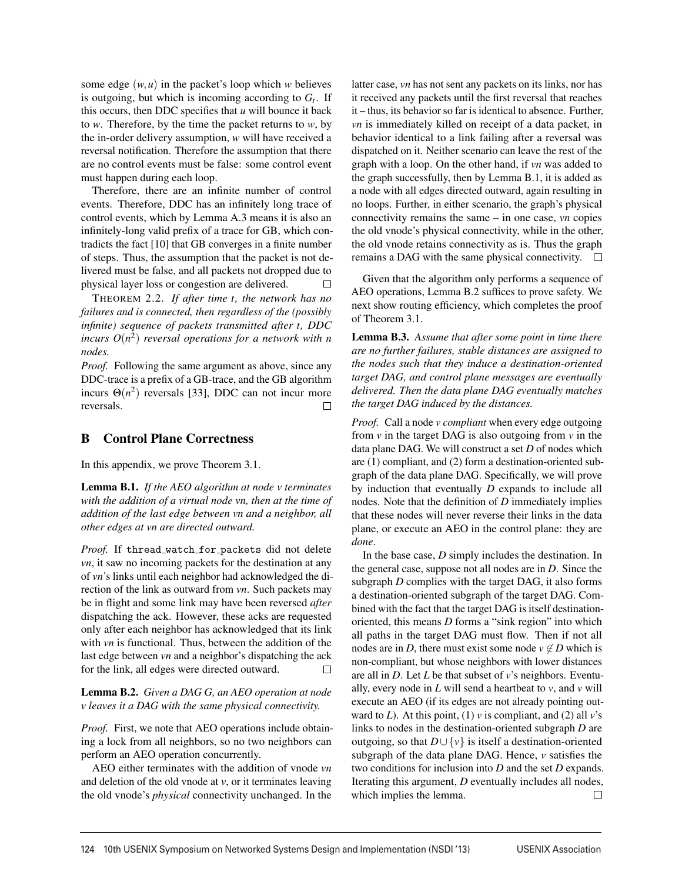some edge $(w,u)$ in the packet's loop which $w$ believes is outgoing, but which is incoming according to $G_t$. If this occurs, then DDC specifies that $u$ will bounce it back to $w$. Therefore, by the time the packet returns to $w$, by the in-order delivery assumption, $w$ will have received a reversal notification. Therefore the assumption that there are no control events must be false: some control event must happen during each loop.

Therefore, there are an infinite number of control events. Therefore, DDC has an infinitely long trace of control events, which by Lemma A.3 means it is also an infinitely-long valid prefix of a trace for GB, which contradicts the fact [10] that GB converges in a finite number of steps. Thus, the assumption that the packet is not delivered must be false, and all packets not dropped due to physical layer loss or congestion are delivered. □

THEOREM 2.2. *If after time $t$, the network has no failures and is connected, then regardless of the (possibly infinite) sequence of packets transmitted after $t$, DDC incurs $O(n^2)$ reversal operations for a network with $n$ nodes.*

*Proof.* Following the same argument as above, since any DDC-trace is a prefix of a GB-trace, and the GB algorithm incurs $\Theta(n^2)$ reversals [33], DDC can not incur more reversals. □

## B Control Plane Correctness

In this appendix, we prove Theorem 3.1.

**Lemma B.1.** *If the AEO algorithm at node $v$ terminates with the addition of a virtual node $vn$, then at the time of addition of the last edge between $vn$ and a neighbor, all other edges at $vn$ are directed outward.*

*Proof.* If `thread_watch_for_packets` did not delete $vn$, it saw no incoming packets for the destination at any of $vn$'s links until each neighbor had acknowledged the direction of the link as outward from $vn$. Such packets may be in flight and some link may have been reversed *after* dispatching the ack. However, these acks are requested only after each neighbor has acknowledged that its link with $vn$ is functional. Thus, between the addition of the last edge between $vn$ and a neighbor's dispatching the ack for the link, all edges were directed outward. □

**Lemma B.2.** *Given a DAG $G$, an AEO operation at node $v$ leaves it a DAG with the same physical connectivity.*

*Proof.* First, we note that AEO operations include obtaining a lock from all neighbors, so no two neighbors can perform an AEO operation concurrently.

AEO either terminates with the addition of vnode $vn$ and deletion of the old vnode at $v$, or it terminates leaving the old vnode's *physical* connectivity unchanged. In the latter case, $vn$ has not sent any packets on its links, nor has it received any packets until the first reversal that reaches it – thus, its behavior so far is identical to absence. Further, $vn$ is immediately killed on receipt of a data packet, in behavior identical to a link failing after a reversal was dispatched on it. Neither scenario can leave the rest of the graph with a loop. On the other hand, if $vn$ was added to the graph successfully, then by Lemma B.1, it is added as a node with all edges directed outward, again resulting in no loops. Further, in either scenario, the graph's physical connectivity remains the same – in one case, $vn$ copies the old vnode's physical connectivity, while in the other, the old vnode retains connectivity as is. Thus the graph remains a DAG with the same physical connectivity. □

Given that the algorithm only performs a sequence of AEO operations, Lemma B.2 suffices to prove safety. We next show routing efficiency, which completes the proof of Theorem 3.1.

**Lemma B.3.** *Assume that after some point in time there are no further failures, stable distances are assigned to the nodes such that they induce a destination-oriented target DAG, and control plane messages are eventually delivered. Then the data plane DAG eventually matches the target DAG induced by the distances.*

*Proof.* Call a node $v$ *compliant* when every edge outgoing from $v$ in the target DAG is also outgoing from $v$ in the data plane DAG. We will construct a set $D$ of nodes which are (1) compliant, and (2) form a destination-oriented subgraph of the data plane DAG. Specifically, we will prove by induction that eventually $D$ expands to include all nodes. Note that the definition of $D$ immediately implies that these nodes will never reverse their links in the data plane, or execute an AEO in the control plane: they are *done*.

In the base case, $D$ simply includes the destination. In the general case, suppose not all nodes are in $D$. Since the subgraph $D$ complies with the target DAG, it also forms a destination-oriented subgraph of the target DAG. Combined with the fact that the target DAG is itself destination-oriented, this means $D$ forms a "sink region" into which all paths in the target DAG must flow. Then if not all nodes are in $D$, there must exist some node $v \notin D$ which is non-compliant, but whose neighbors with lower distances are all in $D$. Let $L$ be that subset of $v$'s neighbors. Eventually, every node in $L$ will send a heartbeat to $v$, and $v$ will execute an AEO (if its edges are not already pointing outward to $L$). At this point, (1) $v$ is compliant, and (2) all $v$'s links to nodes in the destination-oriented subgraph $D$ are outgoing, so that $D \cup \{v\}$ is itself a destination-oriented subgraph of the data plane DAG. Hence, $v$ satisfies the two conditions for inclusion into $D$ and the set $D$ expands. Iterating this argument, $D$ eventually includes all nodes, which implies the lemma. □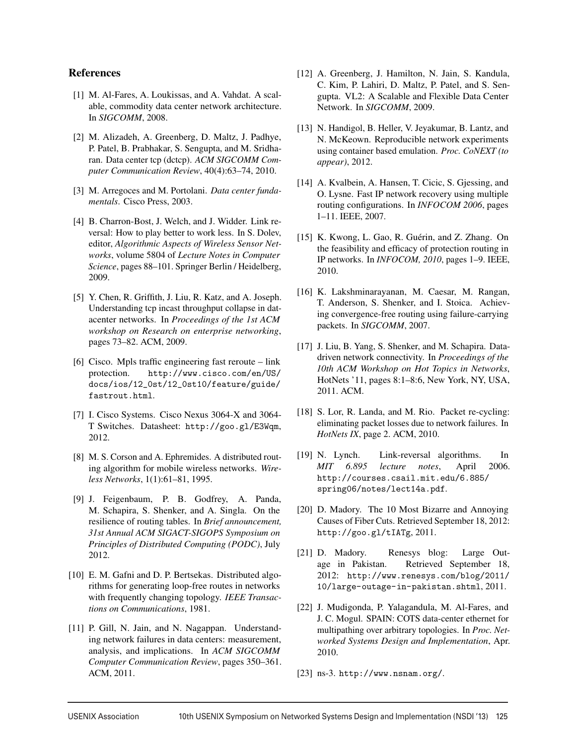## References

[1] M. Al-Fares, A. Loukissas, and A. Vahdat. A scalable, commodity data center network architecture. In *SIGCOMM*, 2008.

[2] M. Alizadeh, A. Greenberg, D. Maltz, J. Padhye, P. Patel, B. Prabhakar, S. Sengupta, and M. Sridharan. Data center tcp (dctcp). *ACM SIGCOMM Computer Communication Review*, 40(4):63–74, 2010.

[3] M. Arregoces and M. Portolani. *Data center fundamentals*. Cisco Press, 2003.

[4] B. Charron-Bost, J. Welch, and J. Widder. Link reversal: How to play better to work less. In S. Dolev, editor, *Algorithmic Aspects of Wireless Sensor Networks*, volume 5804 of *Lecture Notes in Computer Science*, pages 88–101. Springer Berlin / Heidelberg, 2009.

[5] Y. Chen, R. Griffith, J. Liu, R. Katz, and A. Joseph. Understanding tcp incast throughput collapse in datacenter networks. In *Proceedings of the 1st ACM workshop on Research on enterprise networking*, pages 73–82. ACM, 2009.

[6] Cisco. Mpls traffic engineering fast reroute – link protection. `http://www.cisco.com/en/US/docs/ios/12_0st/12_0st10/feature/guide/fastrout.html`.

[7] I. Cisco Systems. Cisco Nexus 3064-X and 3064-T Switches. Datasheet: `http://goo.gl/E3Wqm`, 2012.

[8] M. S. Corson and A. Ephremides. A distributed routing algorithm for mobile wireless networks. *Wireless Networks*, 1(1):61–81, 1995.

[9] J. Feigenbaum, P. B. Godfrey, A. Panda, M. Schapira, S. Shenker, and A. Singla. On the resilience of routing tables. In *Brief announcement, 31st Annual ACM SIGACT-SIGOPS Symposium on Principles of Distributed Computing (PODC)*, July 2012.

[10] E. M. Gafni and D. P. Bertsekas. Distributed algorithms for generating loop-free routes in networks with frequently changing topology. *IEEE Transactions on Communications*, 1981.

[11] P. Gill, N. Jain, and N. Nagappan. Understanding network failures in data centers: measurement, analysis, and implications. In *ACM SIGCOMM Computer Communication Review*, pages 350–361. ACM, 2011.

[12] A. Greenberg, J. Hamilton, N. Jain, S. Kandula, C. Kim, P. Lahiri, D. Maltz, P. Patel, and S. Sengupta. VL2: A Scalable and Flexible Data Center Network. In *SIGCOMM*, 2009.

[13] N. Handigol, B. Heller, V. Jeyakumar, B. Lantz, and N. McKeown. Reproducible network experiments using container based emulation. *Proc. CoNEXT (to appear)*, 2012.

[14] A. Kvalbein, A. Hansen, T. Cicic, S. Gjessing, and O. Lysne. Fast IP network recovery using multiple routing configurations. In *INFOCOM 2006*, pages 1–11. IEEE, 2007.

[15] K. Kwong, L. Gao, R. Guérin, and Z. Zhang. On the feasibility and efficacy of protection routing in IP networks. In *INFOCOM, 2010*, pages 1–9. IEEE, 2010.

[16] K. Lakshminarayanan, M. Caesar, M. Rangan, T. Anderson, S. Shenker, and I. Stoica. Achieving convergence-free routing using failure-carrying packets. In *SIGCOMM*, 2007.

[17] J. Liu, B. Yang, S. Shenker, and M. Schapira. Data-driven network connectivity. In *Proceedings of the 10th ACM Workshop on Hot Topics in Networks*, HotNets '11, pages 8:1–8:6, New York, NY, USA, 2011. ACM.

[18] S. Lor, R. Landa, and M. Rio. Packet re-cycling: eliminating packet losses due to network failures. In *HotNets IX*, page 2. ACM, 2010.

[19] N. Lynch. Link-reversal algorithms. In *MIT 6.895 lecture notes*, April 2006. `http://courses.csail.mit.edu/6.885/spring06/notes/lect14a.pdf`.

[20] D. Madory. The 10 Most Bizarre and Annoying Causes of Fiber Cuts. Retrieved September 18, 2012: `http://goo.gl/tIATg`, 2011.

[21] D. Madory. Renesys blog: Large Outage in Pakistan. Retrieved September 18, 2012: `http://www.renesys.com/blog/2011/10/large-outage-in-pakistan.shtml`, 2011.

[22] J. Mudigonda, P. Yalagandula, M. Al-Fares, and J. C. Mogul. SPAIN: COTS data-center ethernet for multipathing over arbitrary topologies. In *Proc. Networked Systems Design and Implementation*, Apr. 2010.

[23] ns-3. `http://www.nsnam.org/`.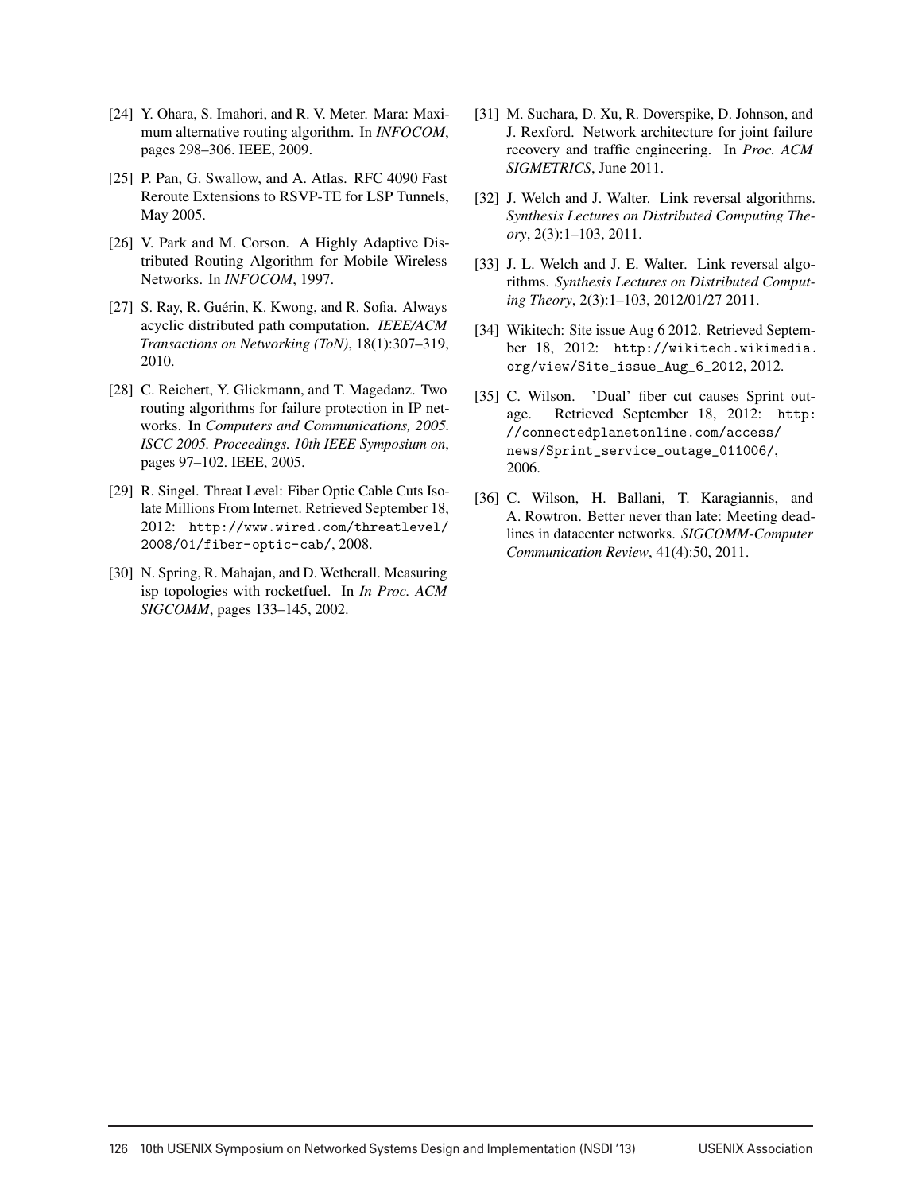[24] Y. Ohara, S. Imahori, and R. V. Meter. Mara: Maximum alternative routing algorithm. In *INFOCOM*, pages 298–306. IEEE, 2009.

[25] P. Pan, G. Swallow, and A. Atlas. RFC 4090 Fast Reroute Extensions to RSVP-TE for LSP Tunnels, May 2005.

[26] V. Park and M. Corson. A Highly Adaptive Distributed Routing Algorithm for Mobile Wireless Networks. In *INFOCOM*, 1997.

[27] S. Ray, R. Guérin, K. Kwong, and R. Sofia. Always acyclic distributed path computation. *IEEE/ACM Transactions on Networking (ToN)*, 18(1):307–319, 2010.

[28] C. Reichert, Y. Glickmann, and T. Magedanz. Two routing algorithms for failure protection in IP networks. In *Computers and Communications, 2005. ISCC 2005. Proceedings. 10th IEEE Symposium on*, pages 97–102. IEEE, 2005.

[29] R. Singel. Threat Level: Fiber Optic Cable Cuts Isolate Millions From Internet. Retrieved September 18, 2012: `http://www.wired.com/threatlevel/2008/01/fiber-optic-cab/`, 2008.

[30] N. Spring, R. Mahajan, and D. Wetherall. Measuring isp topologies with rocketfuel. In *In Proc. ACM SIGCOMM*, pages 133–145, 2002.

[31] M. Suchara, D. Xu, R. Doverspike, D. Johnson, and J. Rexford. Network architecture for joint failure recovery and traffic engineering. In *Proc. ACM SIGMETRICS*, June 2011.

[32] J. Welch and J. Walter. Link reversal algorithms. *Synthesis Lectures on Distributed Computing Theory*, 2(3):1–103, 2011.

[33] J. L. Welch and J. E. Walter. Link reversal algorithms. *Synthesis Lectures on Distributed Computing Theory*, 2(3):1–103, 2012/01/27 2011.

[34] Wikitech: Site issue Aug 6 2012. Retrieved September 18, 2012: `http://wikitech.wikimedia.org/view/Site_issue_Aug_6_2012`, 2012.

[35] C. Wilson. 'Dual' fiber cut causes Sprint outage. Retrieved September 18, 2012: `http://connectedplanetonline.com/access/news/Sprint_service_outage_011006/`, 2006.

[36] C. Wilson, H. Ballani, T. Karagiannis, and A. Rowtron. Better never than late: Meeting deadlines in datacenter networks. *SIGCOMM-Computer Communication Review*, 41(4):50, 2011.